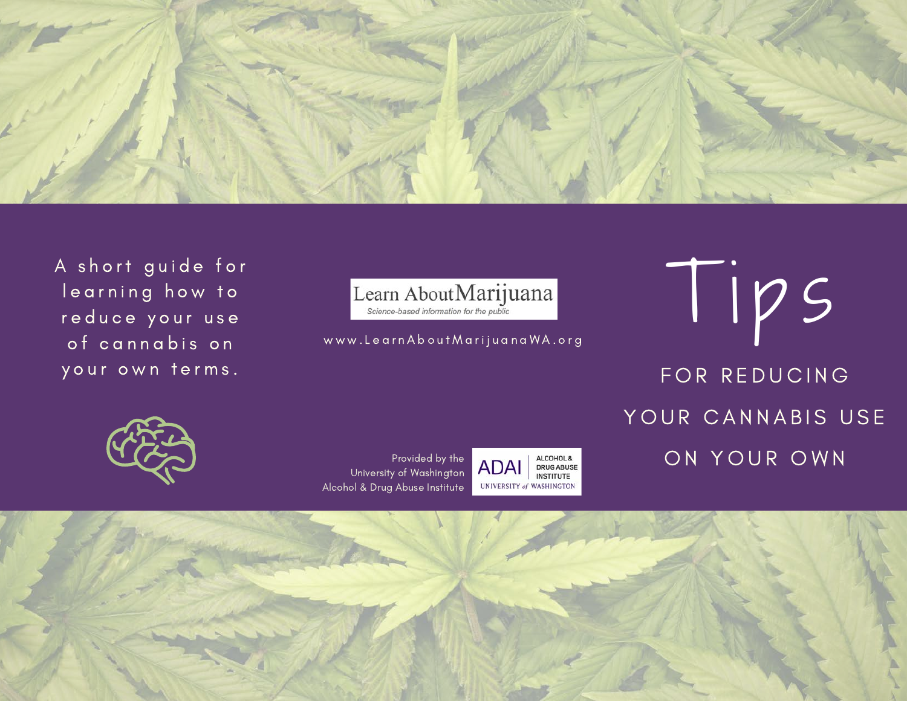# Tips

## FOR REDUCING YOUR CANNABIS USE ON YOUR OWN

A short guide for learning how to reduce your use of cannabis on your own terms.

Learn About Marijuana
*Science-based information for the public*

www.LearnAboutMarijuanaWA.org

Provided by the University of Washington Alcohol & Drug Abuse Institute

ADAI | ALCOHOL & DRUG ABUSE INSTITUTE
UNIVERSITY of WASHINGTON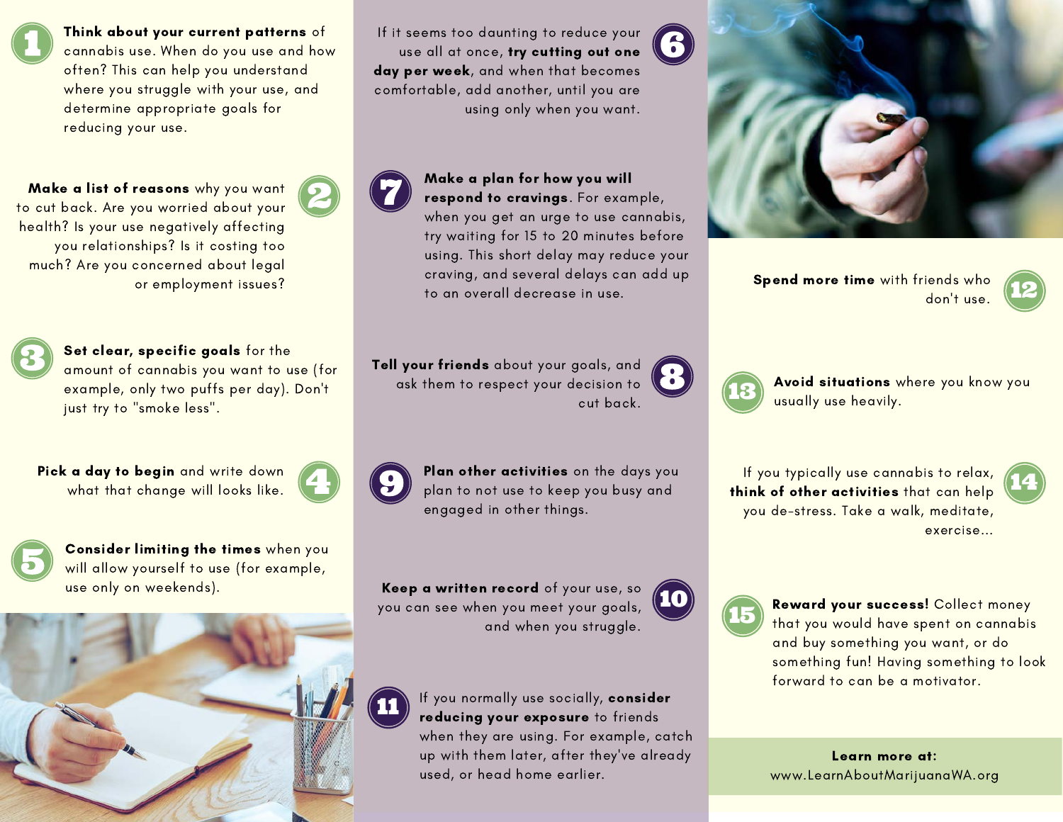1. **Think about your current patterns** of cannabis use. When do you use and how often? This can help you understand where you struggle with your use, and determine appropriate goals for reducing your use.

2. **Make a list of reasons** why you want to cut back. Are you worried about your health? Is your use negatively affecting you relationships? Is it costing too much? Are you concerned about legal or employment issues?

3. **Set clear, specific goals** for the amount of cannabis you want to use (for example, only two puffs per day). Don't just try to "smoke less".

4. **Pick a day to begin** and write down what that change will looks like.

5. **Consider limiting the times** when you will allow yourself to use (for example, use only on weekends).

6. If it seems too daunting to reduce your use all at once, **try cutting out one day per week**, and when that becomes comfortable, add another, until you are using only when you want.

7. **Make a plan for how you will respond to cravings**. For example, when you get an urge to use cannabis, try waiting for 15 to 20 minutes before using. This short delay may reduce your craving, and several delays can add up to an overall decrease in use.

8. **Tell your friends** about your goals, and ask them to respect your decision to cut back.

9. **Plan other activities** on the days you plan to not use to keep you busy and engaged in other things.

10. **Keep a written record** of your use, so you can see when you meet your goals, and when you struggle.

11. If you normally use socially, **consider reducing your exposure** to friends when they are using. For example, catch up with them later, after they've already used, or head home earlier.

12. **Spend more time** with friends who don't use.

13. **Avoid situations** where you know you usually use heavily.

14. If you typically use cannabis to relax, **think of other activities** that can help you de-stress. Take a walk, meditate, exercise...

15. **Reward your success!** Collect money that you would have spent on cannabis and buy something you want, or do something fun! Having something to look forward to can be a motivator.

**Learn more at:**
www.LearnAboutMarijuanaWA.org